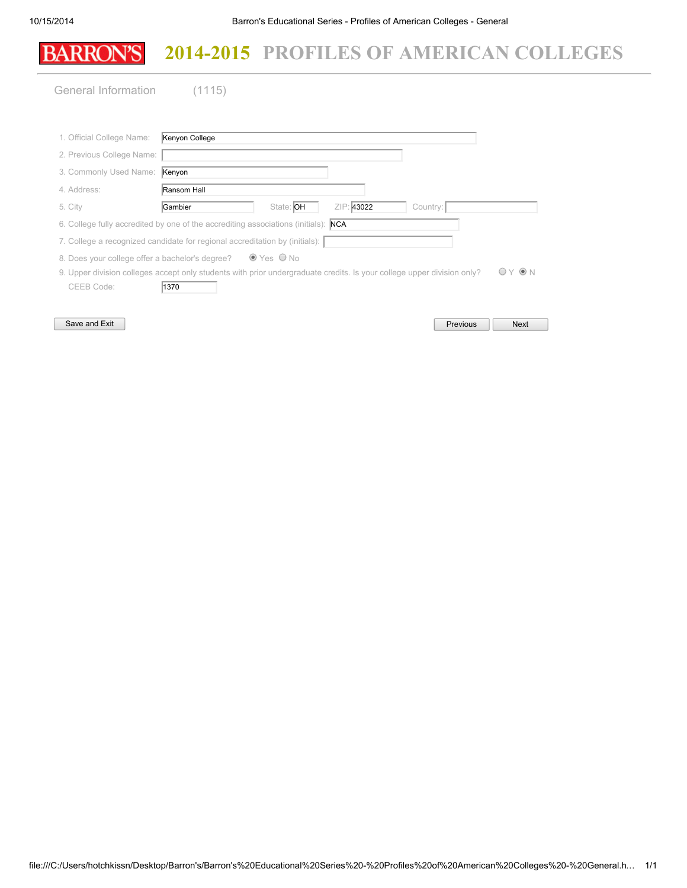# BARRON'S 2014-2015 PROFILES OF AMERICAN COLLEGES

## General Information (1115)

1. Official College Name: Kenyon College
2. Previous College Name:
3. Commonly Used Name: Kenyon
4. Address: Ransom Hall
5. City: Gambier State: OH ZIP: 43022 Country:
6. College fully accredited by one of the accrediting associations (initials): NCA
7. College a recognized candidate for regional accreditation by (initials):
8. Does your college offer a bachelor's degree? (●) Yes ( ) No
9. Upper division colleges accept only students with prior undergraduate credits. Is your college upper division only? ( ) Y (●) N

CEEB Code: 1370

Save and Exit | Previous | Next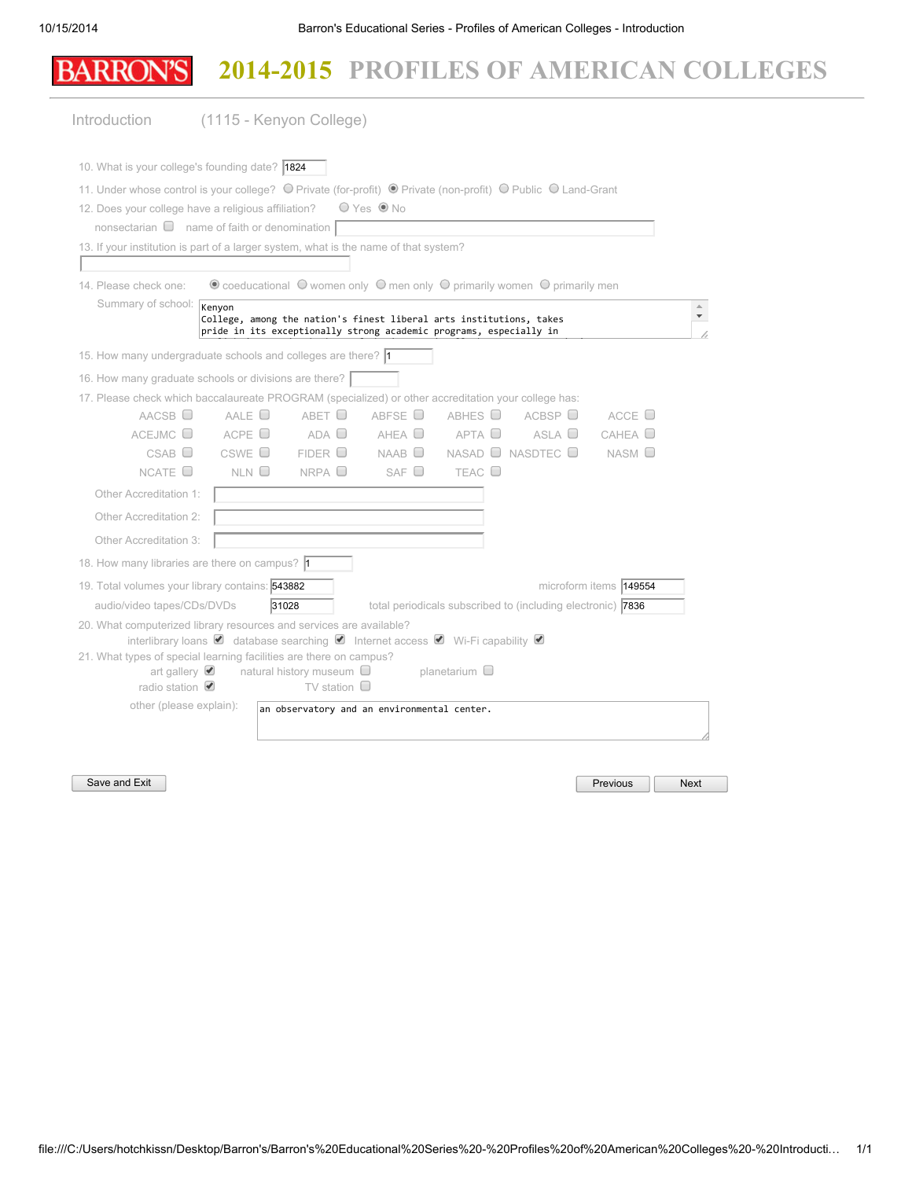# BARRON'S 2014-2015 PROFILES OF AMERICAN COLLEGES

Introduction (1115 - Kenyon College)

10. What is your college's founding date? 1824

11. Under whose control is your college? ○ Private (for-profit) ● Private (non-profit) ○ Public ○ Land-Grant

12. Does your college have a religious affiliation? ○ Yes ● No

nonsectarian ☐ name of faith or denomination

13. If your institution is part of a larger system, what is the name of that system?

14. Please check one: ● coeducational ○ women only ○ men only ○ primarily women ○ primarily men

Summary of school: Kenyon College, among the nation's finest liberal arts institutions, takes pride in its exceptionally strong academic programs, especially in

15. How many undergraduate schools and colleges are there? 1

16. How many graduate schools or divisions are there?

17. Please check which baccalaureate PROGRAM (specialized) or other accreditation your college has:

| | | | | | | |
|---|---|---|---|---|---|---|
| AACSB ☐ | AALE ☐ | ABET ☐ | ABFSE ☐ | ABHES ☐ | ACBSP ☐ | ACCE ☐ |
| ACEJMC ☐ | ACPE ☐ | ADA ☐ | AHEA ☐ | APTA ☐ | ASLA ☐ | CAHEA ☐ |
| CSAB ☐ | CSWE ☐ | FIDER ☐ | NAAB ☐ | NASAD ☐ | NASDTEC ☐ | NASM ☐ |
| NCATE ☐ | NLN ☐ | NRPA ☐ | SAF ☐ | TEAC ☐ | | |

Other Accreditation 1:

Other Accreditation 2:

Other Accreditation 3:

18. How many libraries are there on campus? 1

19. Total volumes your library contains: 543882 microform items 149554

audio/video tapes/CDs/DVDs 31028 total periodicals subscribed to (including electronic) 7836

20. What computerized library resources and services are available?

interlibrary loans ☑ database searching ☑ Internet access ☑ Wi-Fi capability ☑

21. What types of special learning facilities are there on campus?

art gallery ☑ natural history museum ☐ planetarium ☐

radio station ☑ TV station ☐

other (please explain): an observatory and an environmental center.

Save and Exit | Previous | Next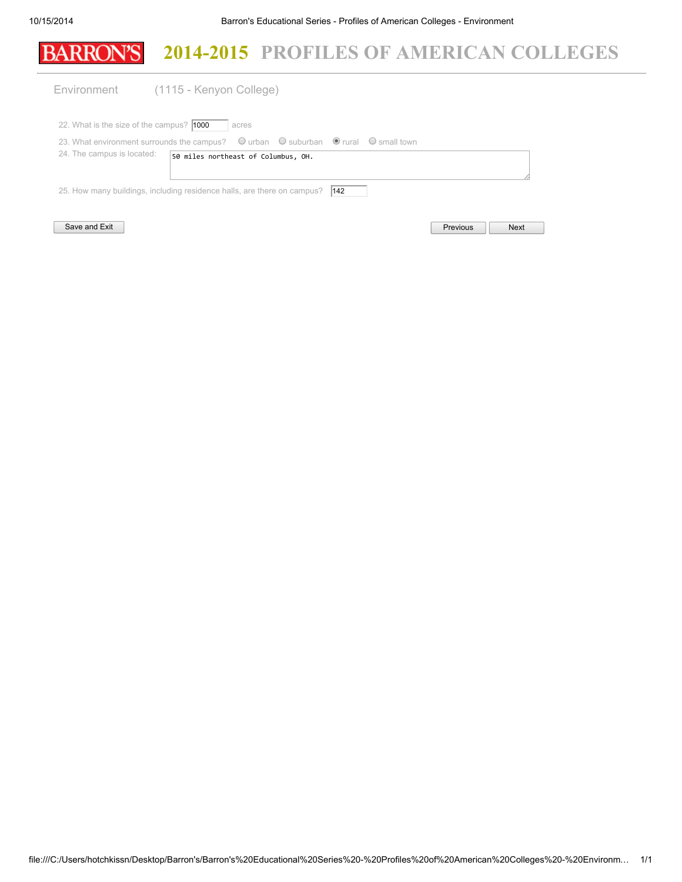# BARRON'S 2014-2015 PROFILES OF AMERICAN COLLEGES

## Environment (1115 - Kenyon College)

22. What is the size of the campus? 1000 acres

23. What environment surrounds the campus? ○ urban ○ suburban ◉ rural ○ small town

24. The campus is located: 50 miles northeast of Columbus, OH.

25. How many buildings, including residence halls, are there on campus? 142

Save and Exit | Previous | Next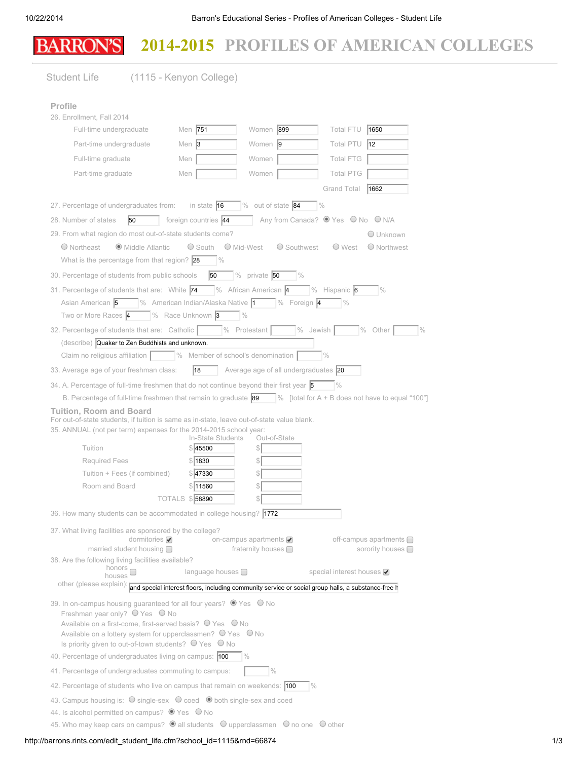# BARRON'S 2014-2015 PROFILES OF AMERICAN COLLEGES

## Student Life (1115 - Kenyon College)

### Profile

26. Enrollment, Fall 2014

| | Men | Women | Total |
|---|---|---|---|
| Full-time undergraduate | 751 | 899 | Total FTU 1650 |
| Part-time undergraduate | 3 | 9 | Total PTU 12 |
| Full-time graduate | | | Total FTG |
| Part-time graduate | | | Total PTG |
| | | | Grand Total 1662 |

27. Percentage of undergraduates from: in state 16 % out of state 84 %

28. Number of states 50 foreign countries 44 Any from Canada? (●) Yes ( ) No ( ) N/A

29. From what region do most out-of-state students come? ( ) Unknown
( ) Northeast (●) Middle Atlantic ( ) South ( ) Mid-West ( ) Southwest ( ) West ( ) Northwest
What is the percentage from that region? 28 %

30. Percentage of students from public schools 50 % private 50 %

31. Percentage of students that are: White 74 % African American 4 % Hispanic 6 %
Asian American 5 % American Indian/Alaska Native 1 % Foreign 4 %
Two or More Races 4 % Race Unknown 3 %

32. Percentage of students that are: Catholic % Protestant % Jewish % Other %
(describe) Quaker to Zen Buddhists and unknown.
Claim no religious affiliation % Member of school's denomination %

33. Average age of your freshman class: 18 Average age of all undergraduates 20

34. A. Percentage of full-time freshmen that do not continue beyond their first year 5 %
B. Percentage of full-time freshmen that remain to graduate 89 % [total for A + B does not have to equal "100"]

### Tuition, Room and Board

For out-of-state students, if tuition is same as in-state, leave out-of-state value blank.

35. ANNUAL (not per term) expenses for the 2014-2015 school year:

| | In-State Students | Out-of-State |
|---|---|---|
| Tuition | $45500 | $ |
| Required Fees | $1830 | $ |
| Tuition + Fees (if combined) | $47330 | $ |
| Room and Board | $11560 | $ |
| TOTALS | $58890 | $ |

36. How many students can be accommodated in college housing? 1772

37. What living facilities are sponsored by the college?
dormitories [x] on-campus apartments [x] off-campus apartments [ ]
married student housing [ ] fraternity houses [ ] sorority houses [ ]

38. Are the following living facilities available?
honors houses [ ] language houses [ ] special interest houses [x]
other (please explain): and special interest floors, including community service or social group halls, a substance-free h

39. In on-campus housing guaranteed for all four years? (●) Yes ( ) No
Freshman year only? ( ) Yes ( ) No
Available on a first-come, first-served basis? ( ) Yes ( ) No
Available on a lottery system for upperclassmen? ( ) Yes ( ) No
Is priority given to out-of-town students? ( ) Yes ( ) No

40. Percentage of undergraduates living on campus: 100 %

41. Percentage of undergraduates commuting to campus: %

42. Percentage of students who live on campus that remain on weekends: 100 %

43. Campus housing is: ( ) single-sex ( ) coed (●) both single-sex and coed

44. Is alcohol permitted on campus? (●) Yes ( ) No

45. Who may keep cars on campus? (●) all students ( ) upperclassmen ( ) no one ( ) other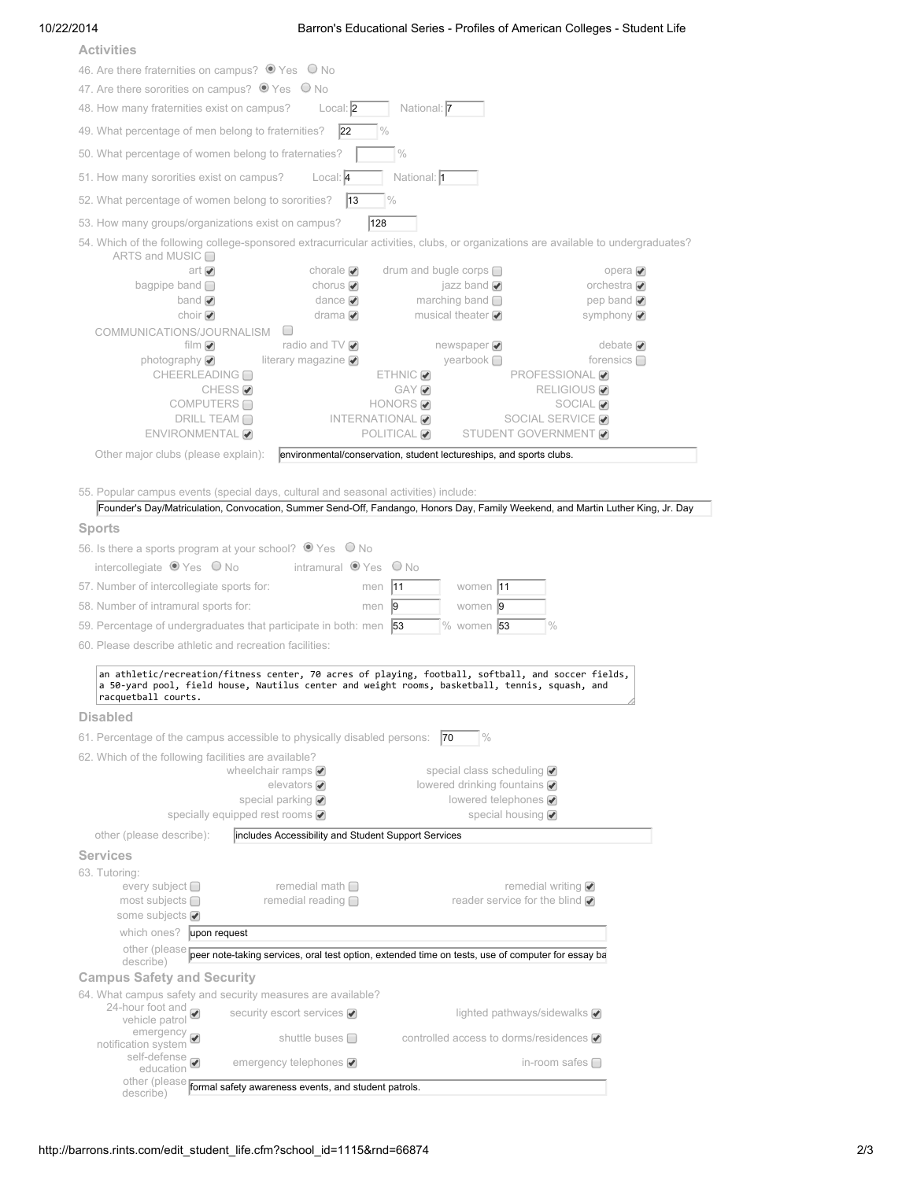## Activities

46. Are there fraternities on campus? (●) Yes ( ) No

47. Are there sororities on campus? (●) Yes ( ) No

48. How many fraternities exist on campus? Local: 2 National: 7

49. What percentage of men belong to fraternities? 22 %

50. What percentage of women belong to fraternaties? %

51. How many sororities exist on campus? Local: 4 National: 1

52. What percentage of women belong to sororities? 13 %

53. How many groups/organizations exist on campus? 128

54. Which of the following college-sponsored extracurricular activities, clubs, or organizations are available to undergraduates?

ARTS and MUSIC [ ]

| | | | |
|---|---|---|---|
| art [x] | chorale [x] | drum and bugle corps [ ] | opera [x] |
| bagpipe band [ ] | chorus [x] | jazz band [x] | orchestra [x] |
| band [x] | dance [x] | marching band [ ] | pep band [x] |
| choir [x] | drama [x] | musical theater [x] | symphony [x] |

COMMUNICATIONS/JOURNALISM [ ]

| | | | |
|---|---|---|---|
| film [x] | radio and TV [x] | newspaper [x] | debate [x] |
| photography [x] | literary magazine [x] | yearbook [ ] | forensics [ ] |

| | | |
|---|---|---|
| CHEERLEADING [ ] | ETHNIC [x] | PROFESSIONAL [x] |
| CHESS [x] | GAY [x] | RELIGIOUS [x] |
| COMPUTERS [ ] | HONORS [x] | SOCIAL [x] |
| DRILL TEAM [ ] | INTERNATIONAL [x] | SOCIAL SERVICE [x] |
| ENVIRONMENTAL [x] | POLITICAL [x] | STUDENT GOVERNMENT [x] |

Other major clubs (please explain): environmental/conservation, student lectureships, and sports clubs.

55. Popular campus events (special days, cultural and seasonal activities) include:

Founder's Day/Matriculation, Convocation, Summer Send-Off, Fandango, Honors Day, Family Weekend, and Martin Luther King, Jr. Day

## Sports

56. Is there a sports program at your school? (●) Yes ( ) No

intercollegiate (●) Yes ( ) No intramural (●) Yes ( ) No

57. Number of intercollegiate sports for: men 11 women 11

58. Number of intramural sports for: men 9 women 9

59. Percentage of undergraduates that participate in both: men 53 % women 53 %

60. Please describe athletic and recreation facilities:

an athletic/recreation/fitness center, 70 acres of playing, football, softball, and soccer fields, a 50-yard pool, field house, Nautilus center and weight rooms, basketball, tennis, squash, and racquetball courts.

## Disabled

61. Percentage of the campus accessible to physically disabled persons: 70 %

62. Which of the following facilities are available?

| | |
|---|---|
| wheelchair ramps [x] | special class scheduling [x] |
| elevators [x] | lowered drinking fountains [x] |
| special parking [x] | lowered telephones [x] |
| specially equipped rest rooms [x] | special housing [x] |

other (please describe): includes Accessibility and Student Support Services

## Services

63. Tutoring:

| | | |
|---|---|---|
| every subject [ ] | remedial math [ ] | remedial writing [x] |
| most subjects [ ] | remedial reading [ ] | reader service for the blind [x] |
| some subjects [x] | | |

which ones? upon request

other (please describe) peer note-taking services, oral test option, extended time on tests, use of computer for essay ba

## Campus Safety and Security

64. What campus safety and security measures are available?

| | | |
|---|---|---|
| 24-hour foot and vehicle patrol [x] | security escort services [x] | lighted pathways/sidewalks [x] |
| emergency notification system [x] | shuttle buses [ ] | controlled access to dorms/residences [x] |
| self-defense education [x] | emergency telephones [x] | in-room safes [ ] |

other (please describe) formal safety awareness events, and student patrols.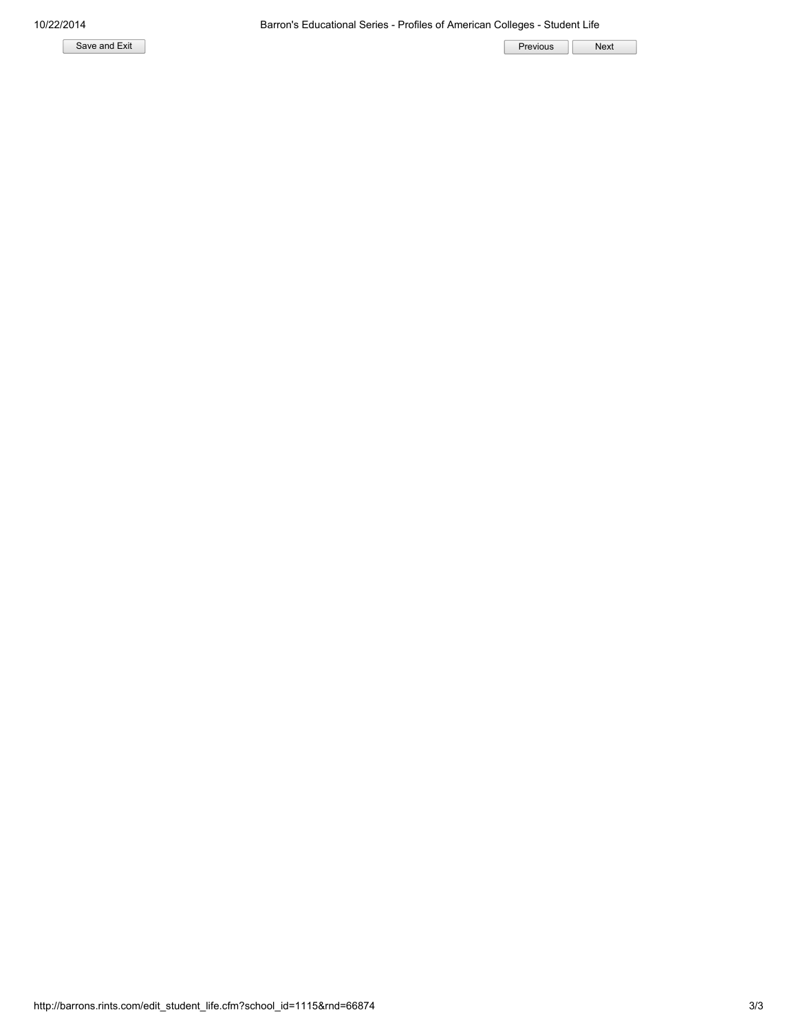Save and Exit

Previous Next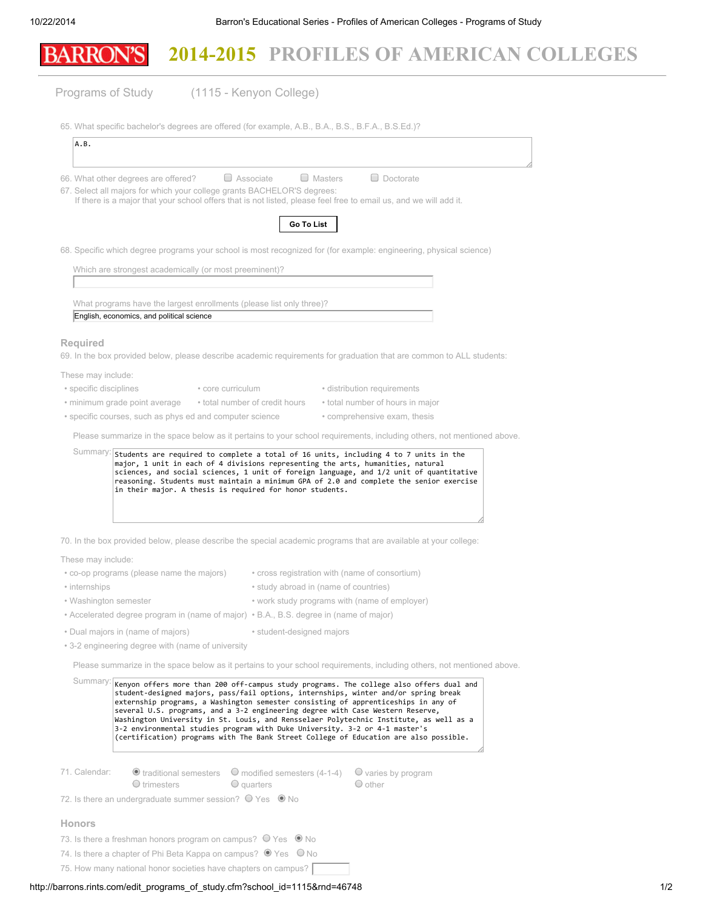# BARRON'S 2014-2015 PROFILES OF AMERICAN COLLEGES

## Programs of Study (1115 - Kenyon College)

65. What specific bachelor's degrees are offered (for example, A.B., B.A., B.S., B.F.A., B.S.Ed.)?

A.B.

66. What other degrees are offered? ☐ Associate ☐ Masters ☐ Doctorate

67. Select all majors for which your college grants BACHELOR'S degrees:
If there is a major that your school offers that is not listed, please feel free to email us, and we will add it.

Go To List

68. Specific which degree programs your school is most recognized for (for example: engineering, physical science)

Which are strongest academically (or most preeminent)?

What programs have the largest enrollments (please list only three)?

English, economics, and political science

### Required

69. In the box provided below, please describe academic requirements for graduation that are common to ALL students:

These may include:

- specific disciplines
- core curriculum
- distribution requirements
- minimum grade point average
- total number of credit hours
- total number in hours in major
- specific courses, such as phys ed and computer science
- comprehensive exam, thesis

Please summarize in the space below as it pertains to your school requirements, including others, not mentioned above.

Summary: Students are required to complete a total of 16 units, including 4 to 7 units in the major, 1 unit in each of 4 divisions representing the arts, humanities, natural sciences, and social sciences, 1 unit of foreign language, and 1/2 unit of quantitative reasoning. Students must maintain a minimum GPA of 2.0 and complete the senior exercise in their major. A thesis is required for honor students.

70. In the box provided below, please describe the special academic programs that are available at your college:

These may include:

- co-op programs (please name the majors)
- cross registration with (name of consortium)
- internships
- study abroad in (name of countries)
- Washington semester
- work study programs with (name of employer)
- Accelerated degree program in (name of major)
- B.A., B.S. degree in (name of major)
- Dual majors in (name of majors)
- student-designed majors
- 3-2 engineering degree with (name of university

Please summarize in the space below as it pertains to your school requirements, including others, not mentioned above.

Summary: Kenyon offers more than 200 off-campus study programs. The college also offers dual and student-designed majors, pass/fail options, internships, winter and/or spring break externship programs, a Washington semester consisting of apprenticeships in any of several U.S. programs, and a 3-2 engineering degree with Case Western Reserve, Washington University in St. Louis, and Rensselaer Polytechnic Institute, as well as a 3-2 environmental studies program with Duke University. 3-2 or 4-1 master's (certification) programs with The Bank Street College of Education are also possible.

71. Calendar: ◉ traditional semesters ○ modified semesters (4-1-4) ○ varies by program ○ trimesters ○ quarters ○ other

72. Is there an undergraduate summer session? ○ Yes ◉ No

### Honors

73. Is there a freshman honors program on campus? ○ Yes ◉ No

74. Is there a chapter of Phi Beta Kappa on campus? ◉ Yes ○ No

75. How many national honor societies have chapters on campus?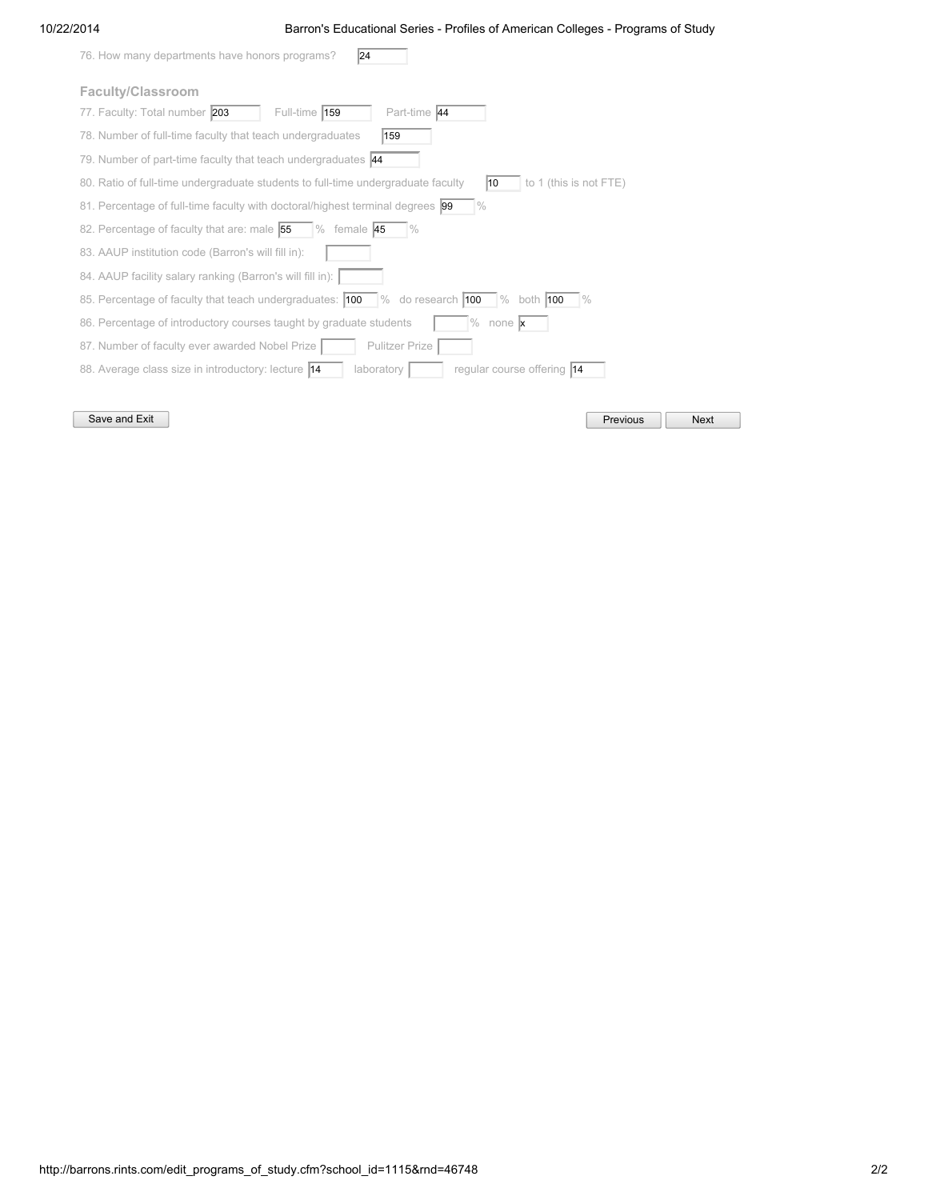76. How many departments have honors programs? 24

### Faculty/Classroom

77. Faculty: Total number 203 Full-time 159 Part-time 44

78. Number of full-time faculty that teach undergraduates 159

79. Number of part-time faculty that teach undergraduates 44

80. Ratio of full-time undergraduate students to full-time undergraduate faculty 10 to 1 (this is not FTE)

81. Percentage of full-time faculty with doctoral/highest terminal degrees 99 %

82. Percentage of faculty that are: male 55 % female 45 %

83. AAUP institution code (Barron's will fill in):

84. AAUP facility salary ranking (Barron's will fill in):

85. Percentage of faculty that teach undergraduates: 100 % do research 100 % both 100 %

86. Percentage of introductory courses taught by graduate students % none x

87. Number of faculty ever awarded Nobel Prize Pulitzer Prize

88. Average class size in introductory: lecture 14 laboratory regular course offering 14

Save and Exit Previous Next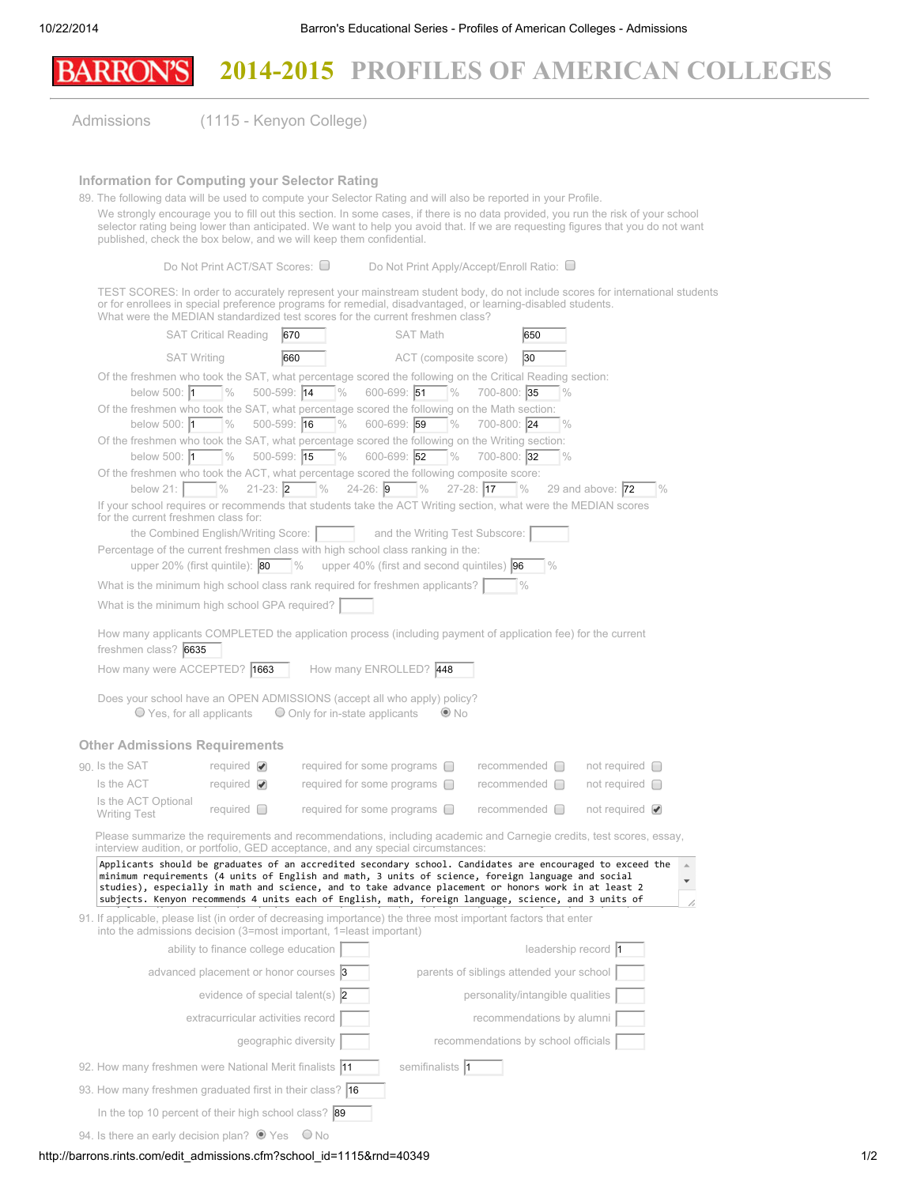# BARRON'S 2014-2015 PROFILES OF AMERICAN COLLEGES

Admissions (1115 - Kenyon College)

## Information for Computing your Selector Rating

89. The following data will be used to compute your Selector Rating and will also be reported in your Profile.

We strongly encourage you to fill out this section. In some cases, if there is no data provided, you run the risk of your school selector rating being lower than anticipated. We want to help you avoid that. If we are requesting figures that you do not want published, check the box below, and we will keep them confidential.

Do Not Print ACT/SAT Scores: ☐ Do Not Print Apply/Accept/Enroll Ratio: ☐

TEST SCORES: In order to accurately represent your mainstream student body, do not include scores for international students or for enrollees in special preference programs for remedial, disadvantaged, or learning-disabled students.
What were the MEDIAN standardized test scores for the current freshmen class?

| | | | |
|---|---|---|---|
| SAT Critical Reading | 670 | SAT Math | 650 |
| SAT Writing | 660 | ACT (composite score) | 30 |

Of the freshmen who took the SAT, what percentage scored the following on the Critical Reading section:
below 500: 1 % 500-599: 14 % 600-699: 51 % 700-800: 35 %

Of the freshmen who took the SAT, what percentage scored the following on the Math section:
below 500: 1 % 500-599: 16 % 600-699: 59 % 700-800: 24 %

Of the freshmen who took the SAT, what percentage scored the following on the Writing section:
below 500: 1 % 500-599: 15 % 600-699: 52 % 700-800: 32 %

Of the freshmen who took the ACT, what percentage scored the following composite score:
below 21: ____ % 21-23: 2 % 24-26: 9 % 27-28: 17 % 29 and above: 72 %

If your school requires or recommends that students take the ACT Writing section, what were the MEDIAN scores for the current freshmen class for:
the Combined English/Writing Score: ____ and the Writing Test Subscore: ____

Percentage of the current freshmen class with high school class ranking in the:
upper 20% (first quintile): 80 % upper 40% (first and second quintiles) 96 %

What is the minimum high school class rank required for freshmen applicants? ____ %

What is the minimum high school GPA required? ____

How many applicants COMPLETED the application process (including payment of application fee) for the current freshmen class? 6635

How many were ACCEPTED? 1663 How many ENROLLED? 448

Does your school have an OPEN ADMISSIONS (accept all who apply) policy?
○ Yes, for all applicants ○ Only for in-state applicants ◉ No

## Other Admissions Requirements

| 90. | required | required for some programs | recommended | not required |
|---|---|---|---|---|
| Is the SAT | ☑ | ☐ | ☐ | ☐ |
| Is the ACT | ☑ | ☐ | ☐ | ☐ |
| Is the ACT Optional Writing Test | ☐ | ☐ | ☐ | ☑ |

Please summarize the requirements and recommendations, including academic and Carnegie credits, test scores, essay, interview audition, or portfolio, GED acceptance, and any special circumstances:

```
Applicants should be graduates of an accredited secondary school. Candidates are encouraged to exceed the
minimum requirements (4 units of English and math, 3 units of science, foreign language and social
studies), especially in math and science, and to take advance placement or honors work in at least 2
subjects. Kenyon recommends 4 units each of English, math, foreign language, science, and 3 units of
```

91. If applicable, please list (in order of decreasing importance) the three most important factors that enter into the admissions decision (3=most important, 1=least important)

| | | | |
|---|---|---|---|
| ability to finance college education | | leadership record | 1 |
| advanced placement or honor courses | 3 | parents of siblings attended your school | |
| evidence of special talent(s) | 2 | personality/intangible qualities | |
| extracurricular activities record | | recommendations by alumni | |
| geographic diversity | | recommendations by school officials | |

92. How many freshmen were National Merit finalists 11 semifinalists 1

93. How many freshmen graduated first in their class? 16

In the top 10 percent of their high school class? 89

94. Is there an early decision plan? ◉ Yes ○ No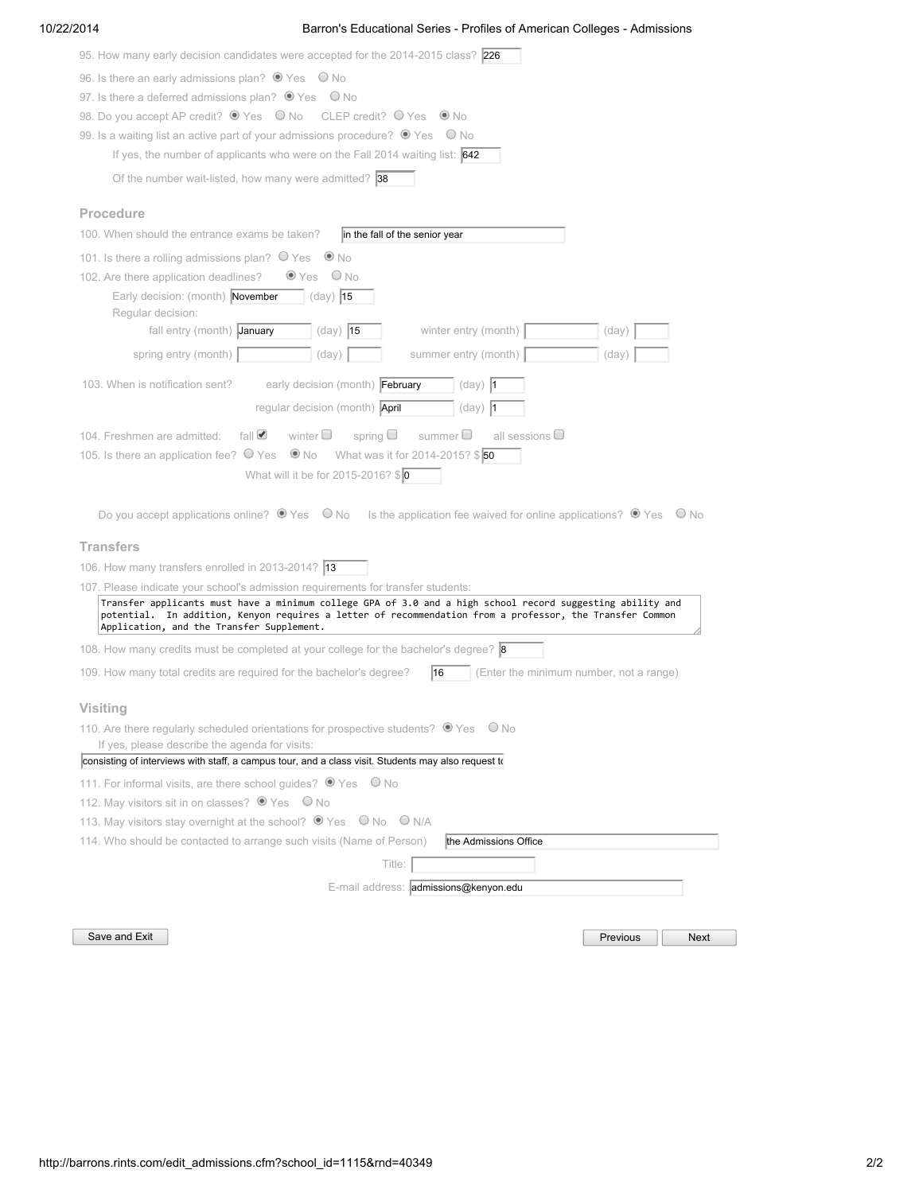95. How many early decision candidates were accepted for the 2014-2015 class? 226

96. Is there an early admissions plan? (●) Yes ( ) No

97. Is there a deferred admissions plan? (●) Yes ( ) No

98. Do you accept AP credit? (●) Yes ( ) No CLEP credit? ( ) Yes (●) No

99. Is a waiting list an active part of your admissions procedure? (●) Yes ( ) No

If yes, the number of applicants who were on the Fall 2014 waiting list: 642

Of the number wait-listed, how many were admitted? 38

## Procedure

100. When should the entrance exams be taken? in the fall of the senior year

101. Is there a rolling admissions plan? ( ) Yes (●) No

102. Are there application deadlines? (●) Yes ( ) No

Early decision: (month) November (day) 15

Regular decision:

fall entry (month) January (day) 15 winter entry (month) (day)

spring entry (month) (day) summer entry (month) (day)

103. When is notification sent? early decision (month) February (day) 1

regular decision (month) April (day) 1

104. Freshmen are admitted: fall [x] winter [ ] spring [ ] summer [ ] all sessions [ ]

105. Is there an application fee? ( ) Yes (●) No What was it for 2014-2015? $ 50

What will it be for 2015-2016? $ 0

Do you accept applications online? (●) Yes ( ) No Is the application fee waived for online applications? (●) Yes ( ) No

## Transfers

106. How many transfers enrolled in 2013-2014? 13

107. Please indicate your school's admission requirements for transfer students:

Transfer applicants must have a minimum college GPA of 3.0 and a high school record suggesting ability and potential. In addition, Kenyon requires a letter of recommendation from a professor, the Transfer Common Application, and the Transfer Supplement.

108. How many credits must be completed at your college for the bachelor's degree? 8

109. How many total credits are required for the bachelor's degree? 16 (Enter the minimum number, not a range)

## Visiting

110. Are there regularly scheduled orientations for prospective students? (●) Yes ( ) No

If yes, please describe the agenda for visits:

consisting of interviews with staff, a campus tour, and a class visit. Students may also request to

111. For informal visits, are there school guides? (●) Yes ( ) No

112. May visitors sit in on classes? (●) Yes ( ) No

113. May visitors stay overnight at the school? (●) Yes ( ) No ( ) N/A

114. Who should be contacted to arrange such visits (Name of Person) the Admissions Office

Title:

E-mail address: admissions@kenyon.edu

Save and Exit Previous Next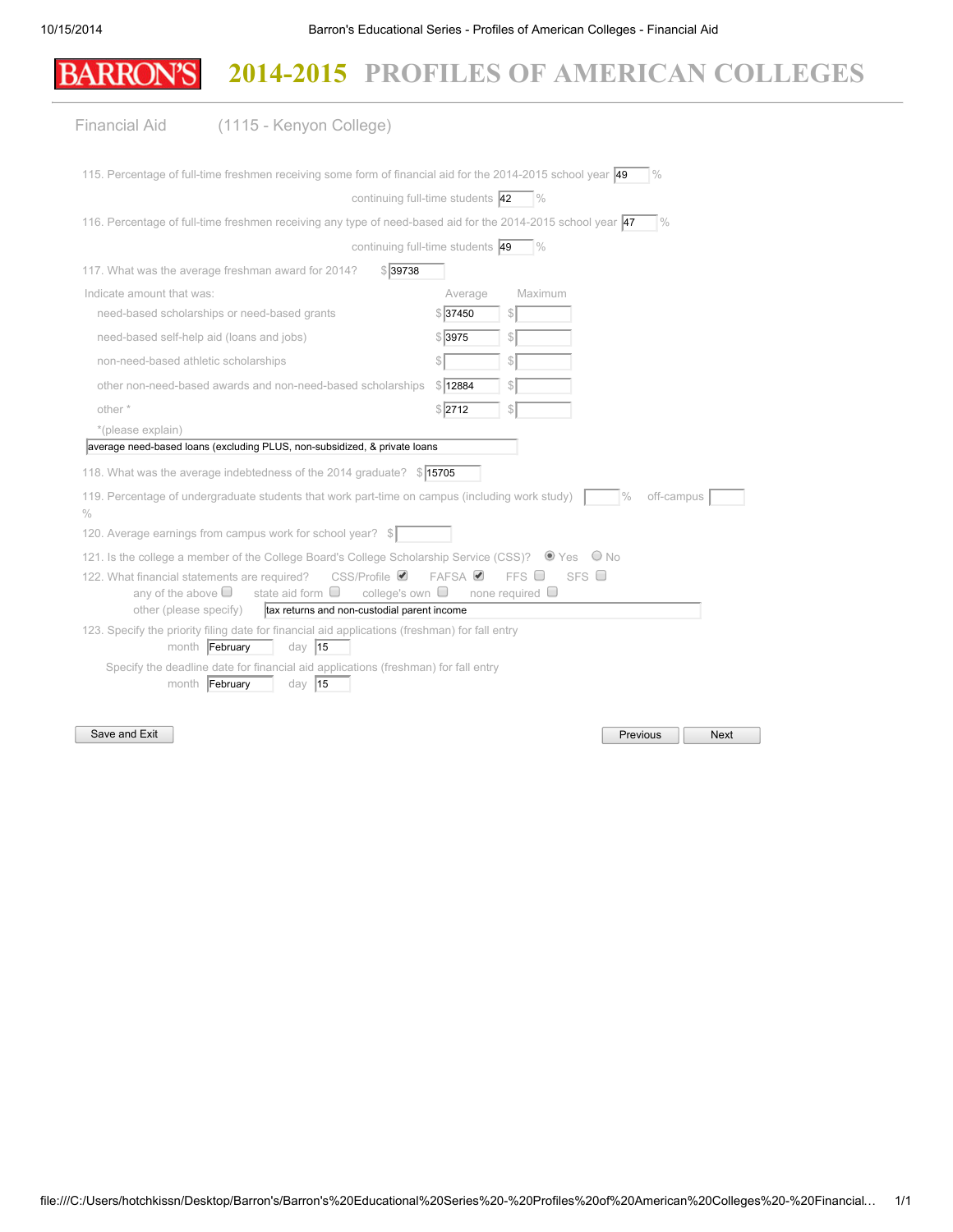# BARRON'S 2014-2015 PROFILES OF AMERICAN COLLEGES

## Financial Aid (1115 - Kenyon College)

115. Percentage of full-time freshmen receiving some form of financial aid for the 2014-2015 school year: 49 %

continuing full-time students: 42 %

116. Percentage of full-time freshmen receiving any type of need-based aid for the 2014-2015 school year: 47 %

continuing full-time students: 49 %

117. What was the average freshman award for 2014? $ 39738

| Indicate amount that was: | Average | Maximum |
|---|---|---|
| need-based scholarships or need-based grants | $ 37450 | $ |
| need-based self-help aid (loans and jobs) | $ 3975 | $ |
| non-need-based athletic scholarships | $ | $ |
| other non-need-based awards and non-need-based scholarships | $ 12884 | $ |
| other * | $ 2712 | $ |

*(please explain)

average need-based loans (excluding PLUS, non-subsidized, & private loans

118. What was the average indebtedness of the 2014 graduate? $ 15705

119. Percentage of undergraduate students that work part-time on campus (including work study) ___ % off-campus ___ %

120. Average earnings from campus work for school year? $ ___

121. Is the college a member of the College Board's College Scholarship Service (CSS)? ☒ Yes ☐ No

122. What financial statements are required? CSS/Profile ☒ FAFSA ☒ FFS ☐ SFS ☐
any of the above ☐ state aid form ☐ college's own ☐ none required ☐
other (please specify): tax returns and non-custodial parent income

123. Specify the priority filing date for financial aid applications (freshman) for fall entry
month: February day: 15

Specify the deadline date for financial aid applications (freshman) for fall entry
month: February day: 15

Save and Exit | Previous | Next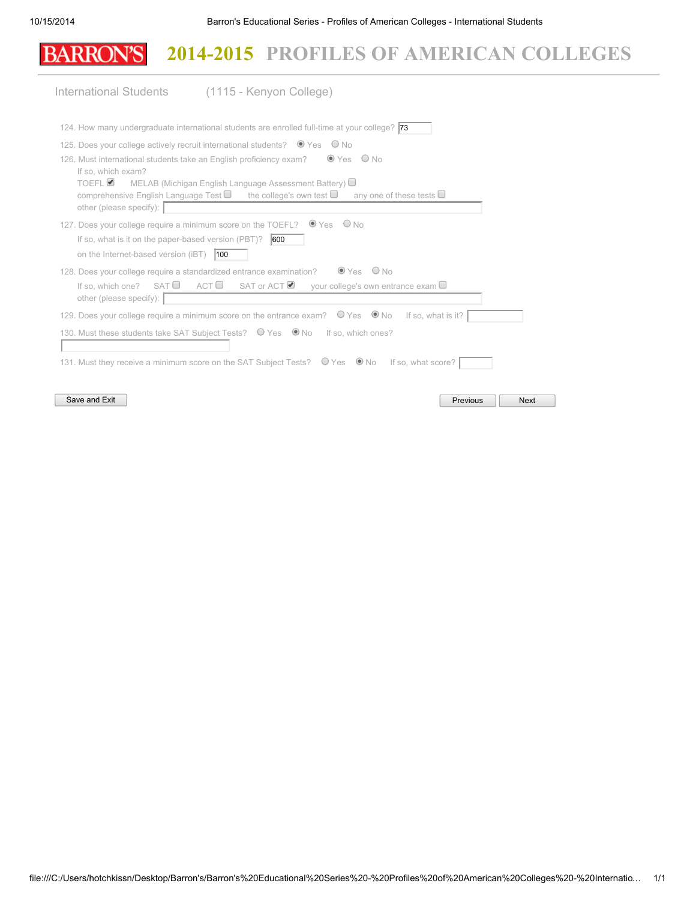# BARRON'S 2014-2015 PROFILES OF AMERICAN COLLEGES

## International Students (1115 - Kenyon College)

124. How many undergraduate international students are enrolled full-time at your college? 73

125. Does your college actively recruit international students? (●) Yes ( ) No

126. Must international students take an English proficiency exam? (●) Yes ( ) No

If so, which exam?

TOEFL [x] MELAB (Michigan English Language Assessment Battery) [ ]
comprehensive English Language Test [ ] the college's own test [ ] any one of these tests [ ]
other (please specify):

127. Does your college require a minimum score on the TOEFL? (●) Yes ( ) No

If so, what is it on the paper-based version (PBT)? 600

on the Internet-based version (iBT) 100

128. Does your college require a standardized entrance examination? (●) Yes ( ) No

If so, which one? SAT [ ] ACT [ ] SAT or ACT [x] your college's own entrance exam [ ]
other (please specify):

129. Does your college require a minimum score on the entrance exam? ( ) Yes (●) No If so, what is it?

130. Must these students take SAT Subject Tests? ( ) Yes (●) No If so, which ones?

131. Must they receive a minimum score on the SAT Subject Tests? ( ) Yes (●) No If so, what score?

Save and Exit | Previous | Next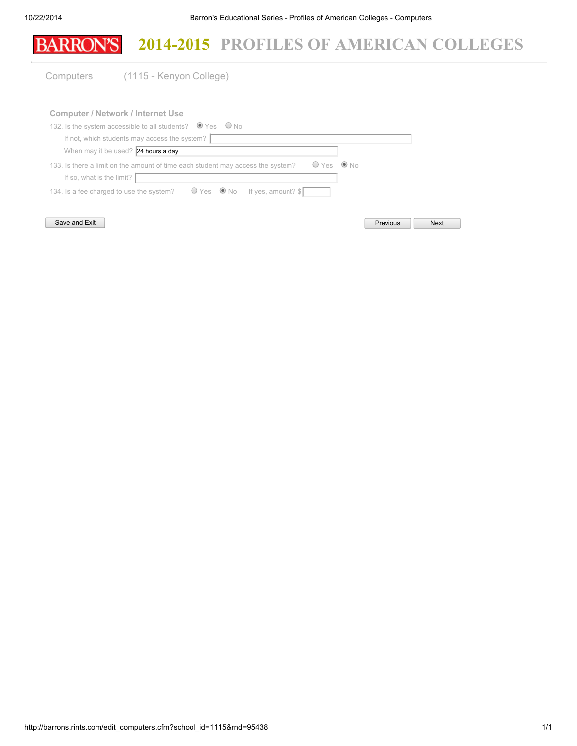# BARRON'S 2014-2015 PROFILES OF AMERICAN COLLEGES

## Computers (1115 - Kenyon College)

### Computer / Network / Internet Use

132. Is the system accessible to all students? (•) Yes ( ) No

If not, which students may access the system?

When may it be used? 24 hours a day

133. Is there a limit on the amount of time each student may access the system? ( ) Yes (•) No

If so, what is the limit?

134. Is a fee charged to use the system? ( ) Yes (•) No If yes, amount? $

Save and Exit | Previous | Next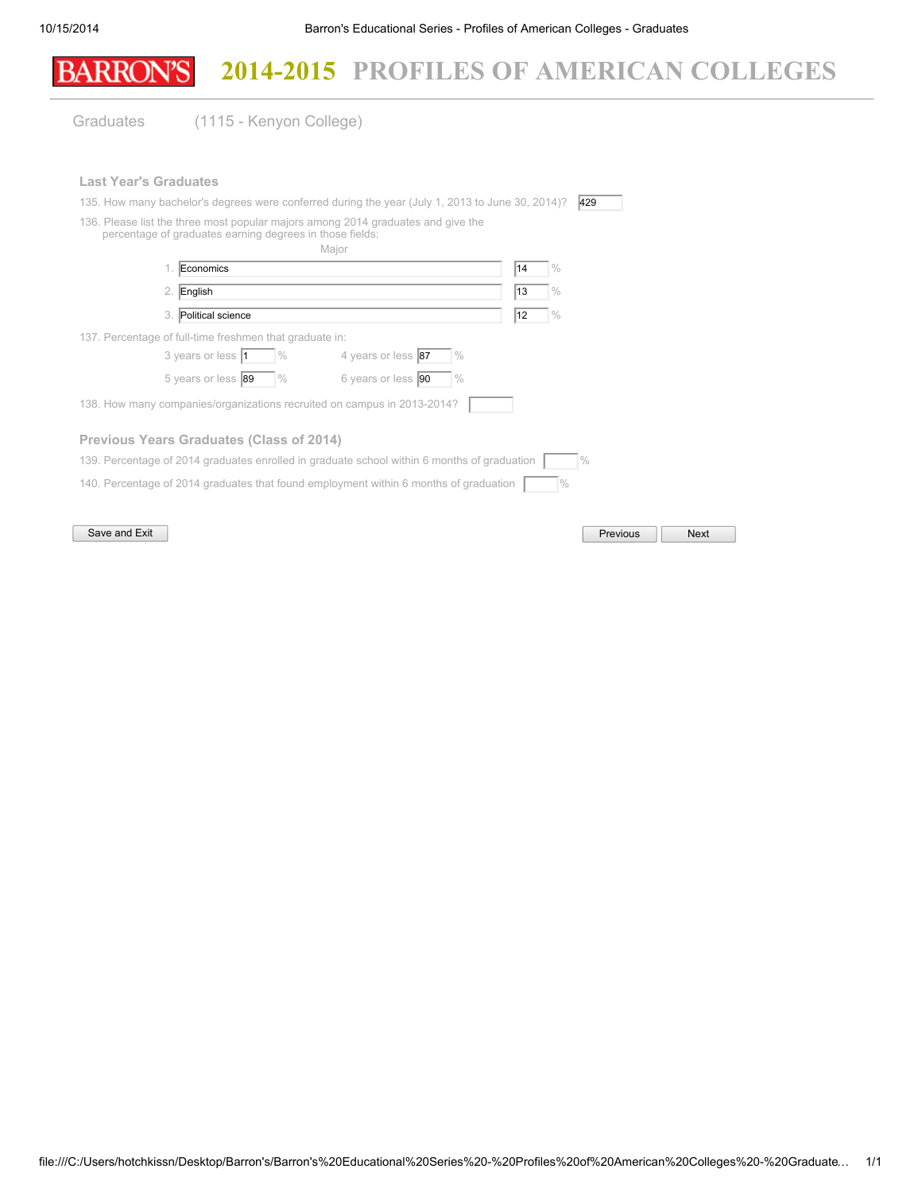# BARRON'S 2014-2015 PROFILES OF AMERICAN COLLEGES

## Graduates (1115 - Kenyon College)

### Last Year's Graduates

135. How many bachelor's degrees were conferred during the year (July 1, 2013 to June 30, 2014)? 429

136. Please list the three most popular majors among 2014 graduates and give the percentage of graduates earning degrees in those fields:

| | Major | % |
|---|---|---|
| 1. | Economics | 14 % |
| 2. | English | 13 % |
| 3. | Political science | 12 % |

137. Percentage of full-time freshmen that graduate in:

| | | | |
|---|---|---|---|
| 3 years or less | 1 % | 4 years or less | 87 % |
| 5 years or less | 89 % | 6 years or less | 90 % |

138. How many companies/organizations recruited on campus in 2013-2014?

### Previous Years Graduates (Class of 2014)

139. Percentage of 2014 graduates enrolled in graduate school within 6 months of graduation %

140. Percentage of 2014 graduates that found employment within 6 months of graduation %

Save and Exit | Previous | Next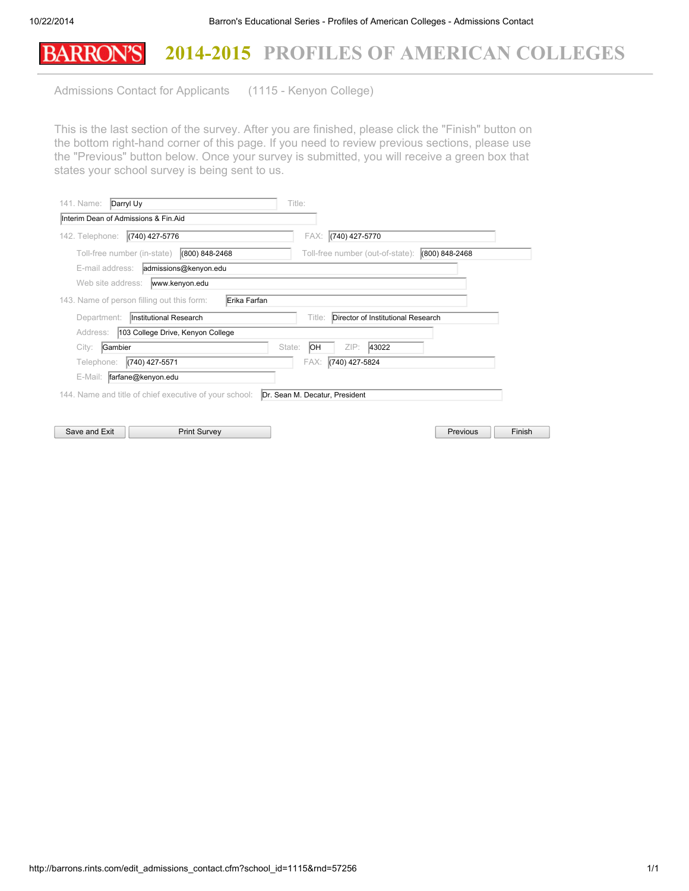# BARRON'S 2014-2015 PROFILES OF AMERICAN COLLEGES

## Admissions Contact for Applicants (1115 - Kenyon College)

This is the last section of the survey. After you are finished, please click the "Finish" button on the bottom right-hand corner of this page. If you need to review previous sections, please use the "Previous" button below. Once your survey is submitted, you will receive a green box that states your school survey is being sent to us.

141. Name: Darryl Uy Title: Interim Dean of Admissions & Fin.Aid

142. Telephone: (740) 427-5776 FAX: (740) 427-5770

Toll-free number (in-state): (800) 848-2468 Toll-free number (out-of-state): (800) 848-2468

E-mail address: admissions@kenyon.edu

Web site address: www.kenyon.edu

143. Name of person filling out this form: Erika Farfan

Department: Institutional Research Title: Director of Institutional Research

Address: 103 College Drive, Kenyon College

City: Gambier State: OH ZIP: 43022

Telephone: (740) 427-5571 FAX: (740) 427-5824

E-Mail: farfane@kenyon.edu

144. Name and title of chief executive of your school: Dr. Sean M. Decatur, President

Save and Exit | Print Survey | Previous | Finish